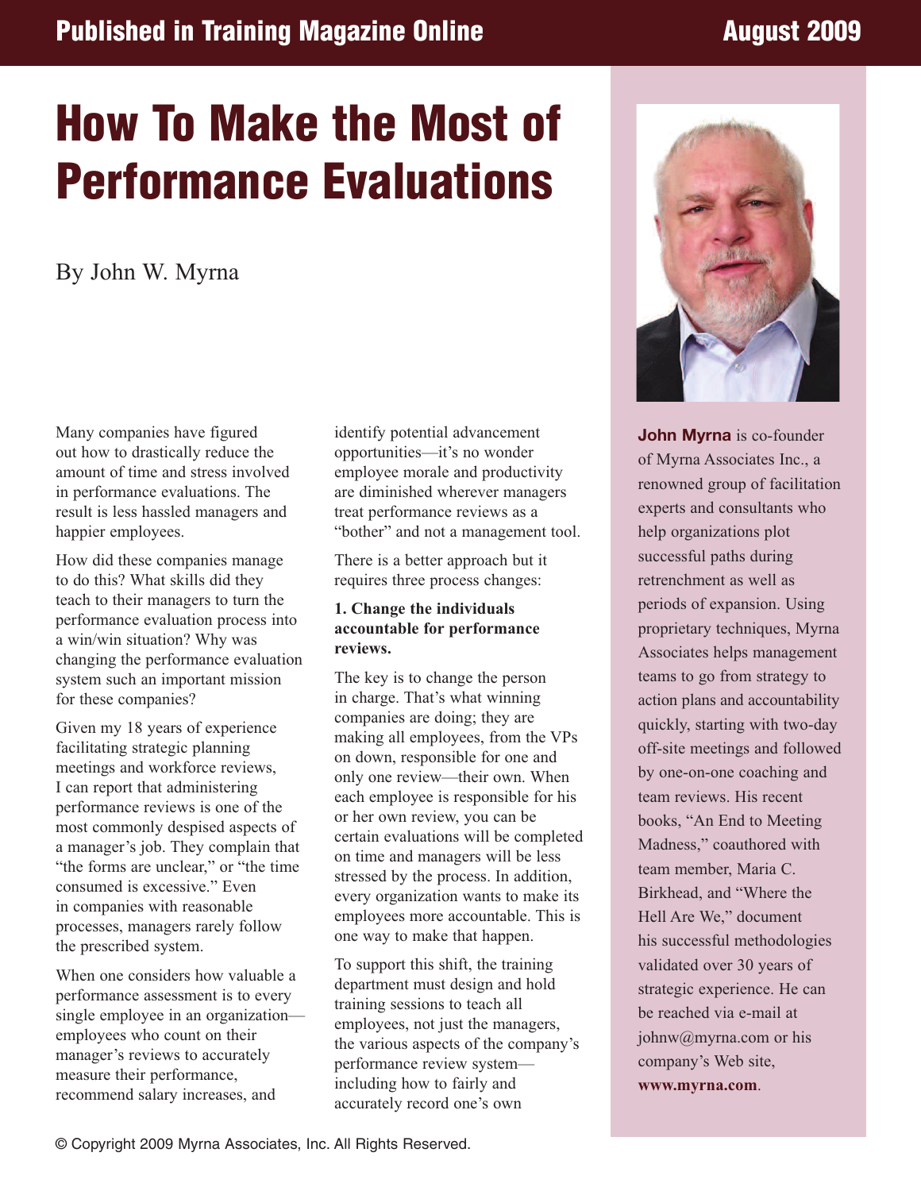Published in Training Magazine Online — August 2009

# How To Make the Most of Performance Evaluations

By John W. Myrna

Many companies have figured out how to drastically reduce the amount of time and stress involved in performance evaluations. The result is less hassled managers and happier employees.

How did these companies manage to do this? What skills did they teach to their managers to turn the performance evaluation process into a win/win situation? Why was changing the performance evaluation system such an important mission for these companies?

Given my 18 years of experience facilitating strategic planning meetings and workforce reviews, I can report that administering performance reviews is one of the most commonly despised aspects of a manager's job. They complain that "the forms are unclear," or "the time consumed is excessive." Even in companies with reasonable processes, managers rarely follow the prescribed system.

When one considers how valuable a performance assessment is to every single employee in an organization—employees who count on their manager's reviews to accurately measure their performance, recommend salary increases, and identify potential advancement opportunities—it's no wonder employee morale and productivity are diminished wherever managers treat performance reviews as a "bother" and not a management tool.

There is a better approach but it requires three process changes:

**1. Change the individuals accountable for performance reviews.**

The key is to change the person in charge. That's what winning companies are doing; they are making all employees, from the VPs on down, responsible for one and only one review—their own. When each employee is responsible for his or her own review, you can be certain evaluations will be completed on time and managers will be less stressed by the process. In addition, every organization wants to make its employees more accountable. This is one way to make that happen.

To support this shift, the training department must design and hold training sessions to teach all employees, not just the managers, the various aspects of the company's performance review system—including how to fairly and accurately record one's own

**John Myrna** is co-founder of Myrna Associates Inc., a renowned group of facilitation experts and consultants who help organizations plot successful paths during retrenchment as well as periods of expansion. Using proprietary techniques, Myrna Associates helps management teams to go from strategy to action plans and accountability quickly, starting with two-day off-site meetings and followed by one-on-one coaching and team reviews. His recent books, "An End to Meeting Madness," coauthored with team member, Maria C. Birkhead, and "Where the Hell Are We," document his successful methodologies validated over 30 years of strategic experience. He can be reached via e-mail at johnw@myrna.com or his company's Web site, **www.myrna.com**.

© Copyright 2009 Myrna Associates, Inc. All Rights Reserved.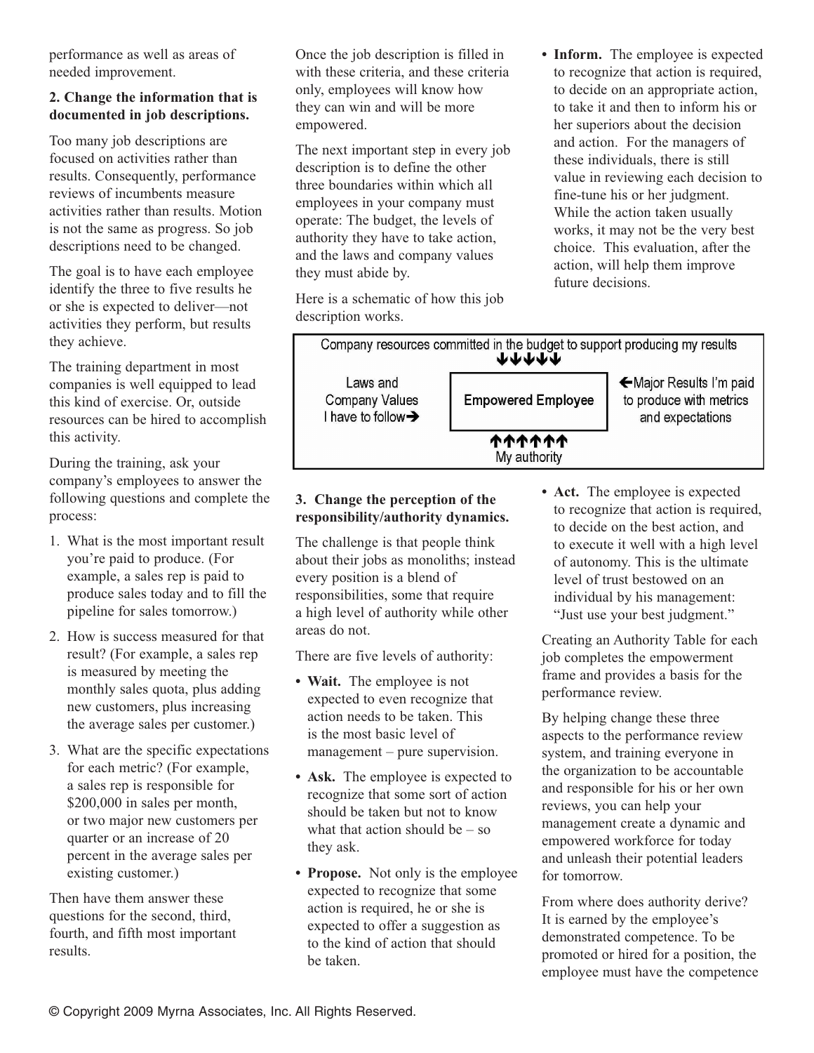performance as well as areas of needed improvement.

**2. Change the information that is documented in job descriptions.**

Too many job descriptions are focused on activities rather than results. Consequently, performance reviews of incumbents measure activities rather than results. Motion is not the same as progress. So job descriptions need to be changed.

The goal is to have each employee identify the three to five results he or she is expected to deliver—not activities they perform, but results they achieve.

The training department in most companies is well equipped to lead this kind of exercise. Or, outside resources can be hired to accomplish this activity.

During the training, ask your company's employees to answer the following questions and complete the process:

1. What is the most important result you're paid to produce. (For example, a sales rep is paid to produce sales today and to fill the pipeline for sales tomorrow.)
2. How is success measured for that result? (For example, a sales rep is measured by meeting the monthly sales quota, plus adding new customers, plus increasing the average sales per customer.)
3. What are the specific expectations for each metric? (For example, a sales rep is responsible for $200,000 in sales per month, or two major new customers per quarter or an increase of 20 percent in the average sales per existing customer.)

Then have them answer these questions for the second, third, fourth, and fifth most important results.

Once the job description is filled in with these criteria, and these criteria only, employees will know how they can win and will be more empowered.

The next important step in every job description is to define the other three boundaries within which all employees in your company must operate: The budget, the levels of authority they have to take action, and the laws and company values they must abide by.

Here is a schematic of how this job description works.

| | Company resources committed in the budget to support producing my results ↓↓↓↓↓ | |
|---|---|---|
| Laws and Company Values I have to follow→ | Empowered Employee | ←Major Results I'm paid to produce with metrics and expectations |
| | ↑↑↑↑↑↑ My authority | |

**3. Change the perception of the responsibility/authority dynamics.**

The challenge is that people think about their jobs as monoliths; instead every position is a blend of responsibilities, some that require a high level of authority while other areas do not.

There are five levels of authority:

- **Wait.** The employee is not expected to even recognize that action needs to be taken. This is the most basic level of management – pure supervision.
- **Ask.** The employee is expected to recognize that some sort of action should be taken but not to know what that action should be – so they ask.
- **Propose.** Not only is the employee expected to recognize that some action is required, he or she is expected to offer a suggestion as to the kind of action that should be taken.
- **Inform.** The employee is expected to recognize that action is required, to decide on an appropriate action, to take it and then to inform his or her superiors about the decision and action. For the managers of these individuals, there is still value in reviewing each decision to fine-tune his or her judgment. While the action taken usually works, it may not be the very best choice. This evaluation, after the action, will help them improve future decisions.
- **Act.** The employee is expected to recognize that action is required, to decide on the best action, and to execute it well with a high level of autonomy. This is the ultimate level of trust bestowed on an individual by his management: "Just use your best judgment."

Creating an Authority Table for each job completes the empowerment frame and provides a basis for the performance review.

By helping change these three aspects to the performance review system, and training everyone in the organization to be accountable and responsible for his or her own reviews, you can help your management create a dynamic and empowered workforce for today and unleash their potential leaders for tomorrow.

From where does authority derive? It is earned by the employee's demonstrated competence. To be promoted or hired for a position, the employee must have the competence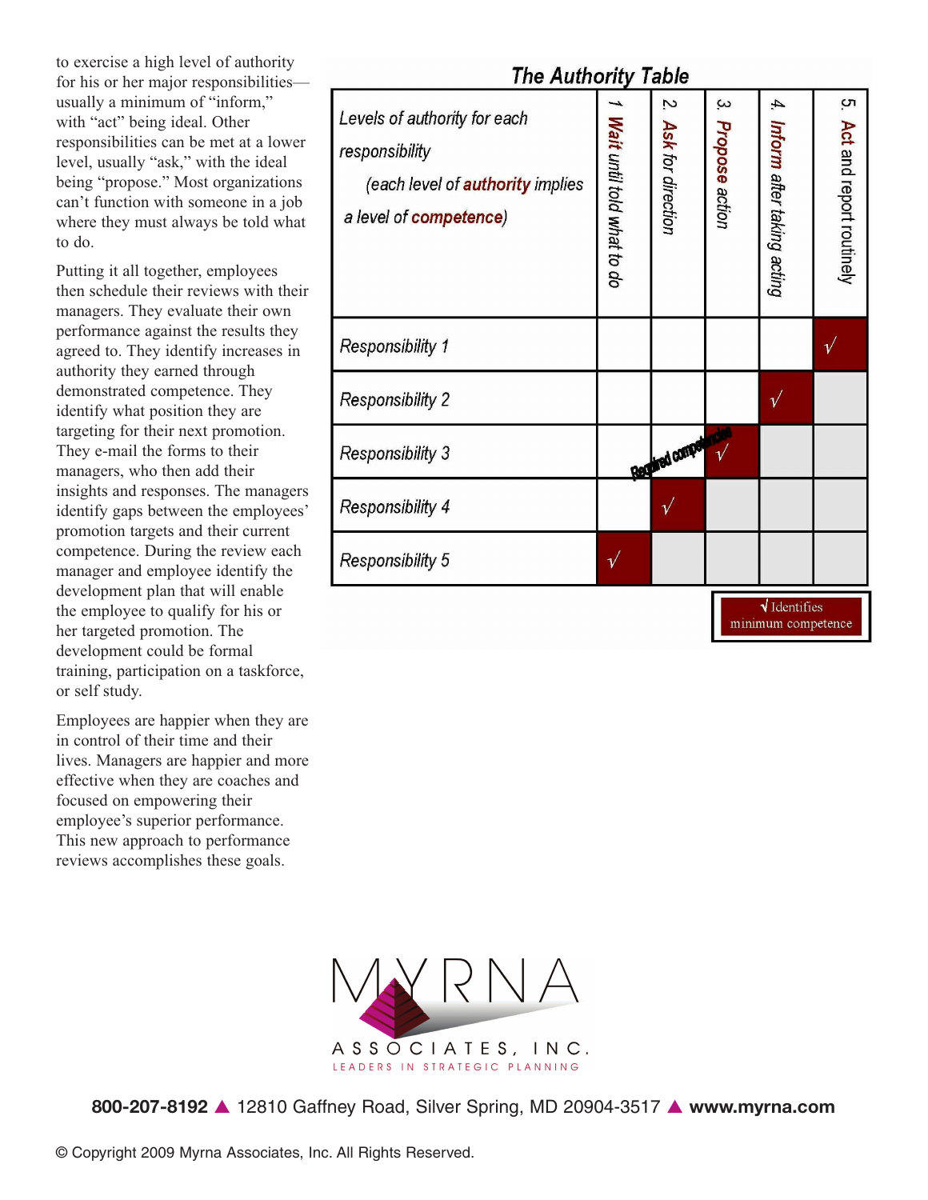to exercise a high level of authority for his or her major responsibilities—usually a minimum of "inform," with "act" being ideal. Other responsibilities can be met at a lower level, usually "ask," with the ideal being "propose." Most organizations can't function with someone in a job where they must always be told what to do.

Putting it all together, employees then schedule their reviews with their managers. They evaluate their own performance against the results they agreed to. They identify increases in authority they earned through demonstrated competence. They identify what position they are targeting for their next promotion. They e-mail the forms to their managers, who then add their insights and responses. The managers identify gaps between the employees' promotion targets and their current competence. During the review each manager and employee identify the development plan that will enable the employee to qualify for his or her targeted promotion. The development could be formal training, participation on a taskforce, or self study.

Employees are happier when they are in control of their time and their lives. Managers are happier and more effective when they are coaches and focused on empowering their employee's superior performance. This new approach to performance reviews accomplishes these goals.

## The Authority Table

| Levels of authority for each responsibility (each level of **authority** implies a level of **competence**) | 1. **Wait** until told what to do | 2. **Ask** for direction | 3. **Propose** action | 4. **Inform** after taking acting | 5. **Act** and report routinely |
|---|---|---|---|---|---|
| Responsibility 1 | | | | | √ |
| Responsibility 2 | | | | √ | |
| Responsibility 3 | | | √ | | |
| Responsibility 4 | | √ | | | |
| Responsibility 5 | √ | | | | |

Required competencies

√ Identifies minimum competence

MYRNA ASSOCIATES, INC.
LEADERS IN STRATEGIC PLANNING

**800-207-8192** ▲ 12810 Gaffney Road, Silver Spring, MD 20904-3517 ▲ **www.myrna.com**

© Copyright 2009 Myrna Associates, Inc. All Rights Reserved.